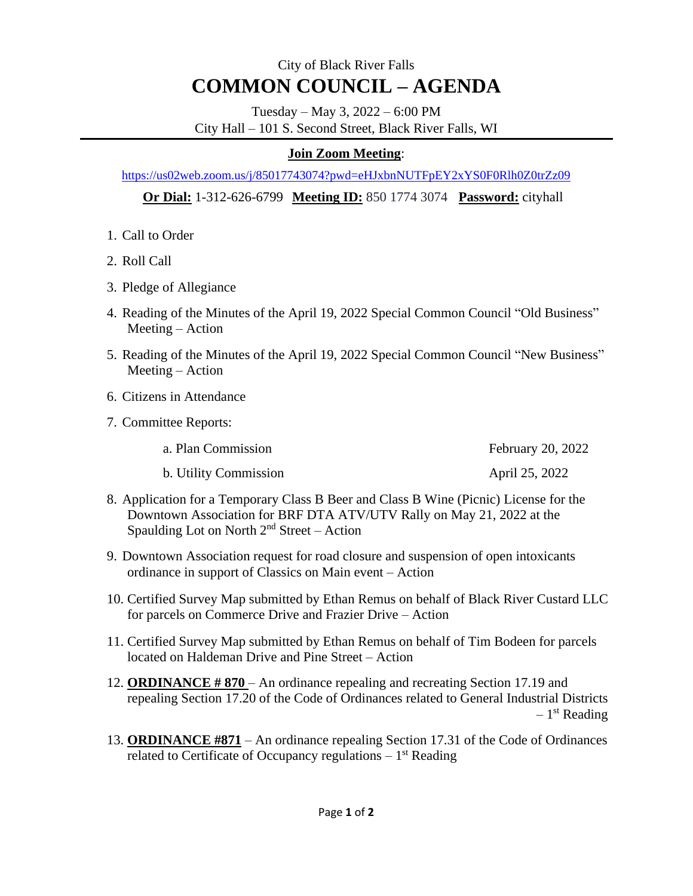City of Black River Falls

# COMMON COUNCIL – AGENDA

Tuesday – May 3, 2022 – 6:00 PM
City Hall – 101 S. Second Street, Black River Falls, WI

**Join Zoom Meeting**:

https://us02web.zoom.us/j/85017743074?pwd=eHJxbnNUTFpEY2xYS0F0Rlh0Z0trZz09

**Or Dial:** 1-312-626-6799 **Meeting ID:** 850 1774 3074 **Password:** cityhall

1. Call to Order
2. Roll Call
3. Pledge of Allegiance
4. Reading of the Minutes of the April 19, 2022 Special Common Council "Old Business" Meeting – Action
5. Reading of the Minutes of the April 19, 2022 Special Common Council "New Business" Meeting – Action
6. Citizens in Attendance
7. Committee Reports:
   a. Plan Commission — February 20, 2022
   b. Utility Commission — April 25, 2022
8. Application for a Temporary Class B Beer and Class B Wine (Picnic) License for the Downtown Association for BRF DTA ATV/UTV Rally on May 21, 2022 at the Spaulding Lot on North 2nd Street – Action
9. Downtown Association request for road closure and suspension of open intoxicants ordinance in support of Classics on Main event – Action
10. Certified Survey Map submitted by Ethan Remus on behalf of Black River Custard LLC for parcels on Commerce Drive and Frazier Drive – Action
11. Certified Survey Map submitted by Ethan Remus on behalf of Tim Bodeen for parcels located on Haldeman Drive and Pine Street – Action
12. **ORDINANCE # 870** – An ordinance repealing and recreating Section 17.19 and repealing Section 17.20 of the Code of Ordinances related to General Industrial Districts – 1st Reading
13. **ORDINANCE #871** – An ordinance repealing Section 17.31 of the Code of Ordinances related to Certificate of Occupancy regulations – 1st Reading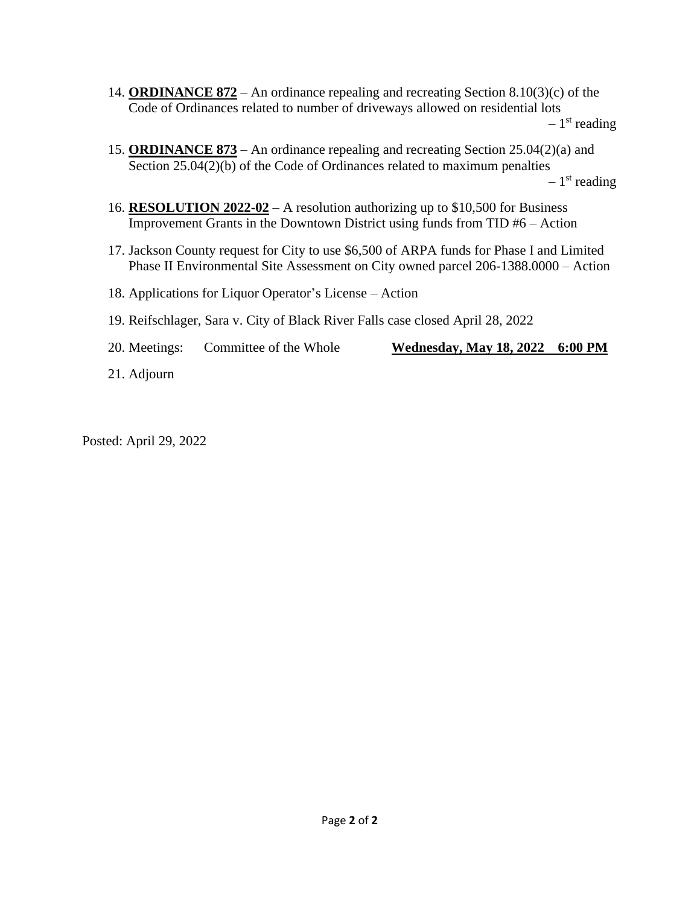14. **ORDINANCE 872** – An ordinance repealing and recreating Section 8.10(3)(c) of the Code of Ordinances related to number of driveways allowed on residential lots – 1st reading

15. **ORDINANCE 873** – An ordinance repealing and recreating Section 25.04(2)(a) and Section 25.04(2)(b) of the Code of Ordinances related to maximum penalties – 1st reading

16. **RESOLUTION 2022-02** – A resolution authorizing up to $10,500 for Business Improvement Grants in the Downtown District using funds from TID #6 – Action

17. Jackson County request for City to use $6,500 of ARPA funds for Phase I and Limited Phase II Environmental Site Assessment on City owned parcel 206-1388.0000 – Action

18. Applications for Liquor Operator's License – Action

19. Reifschlager, Sara v. City of Black River Falls case closed April 28, 2022

20. Meetings: Committee of the Whole **Wednesday, May 18, 2022 6:00 PM**

21. Adjourn

Posted: April 29, 2022